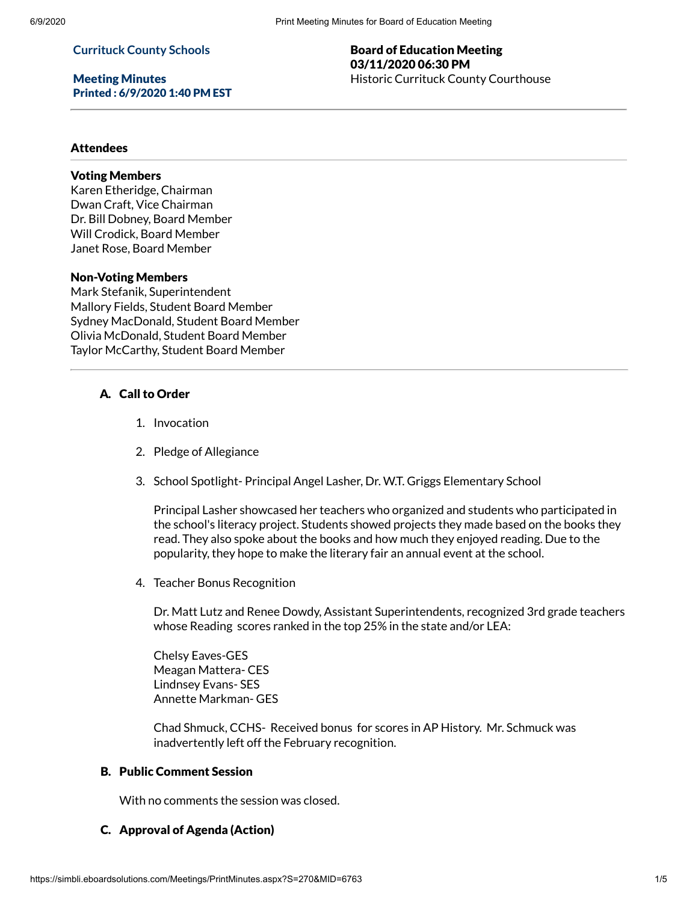**Currituck County Schools**

**Meeting Minutes**
**Printed : 6/9/2020 1:40 PM EST**

**Board of Education Meeting**
**03/11/2020 06:30 PM**
Historic Currituck County Courthouse

---

### Attendees

**Voting Members**
Karen Etheridge, Chairman
Dwan Craft, Vice Chairman
Dr. Bill Dobney, Board Member
Will Crodick, Board Member
Janet Rose, Board Member

**Non-Voting Members**
Mark Stefanik, Superintendent
Mallory Fields, Student Board Member
Sydney MacDonald, Student Board Member
Olivia McDonald, Student Board Member
Taylor McCarthy, Student Board Member

---

### A. Call to Order

1. Invocation

2. Pledge of Allegiance

3. School Spotlight- Principal Angel Lasher, Dr. W.T. Griggs Elementary School

   Principal Lasher showcased her teachers who organized and students who participated in the school's literacy project. Students showed projects they made based on the books they read. They also spoke about the books and how much they enjoyed reading. Due to the popularity, they hope to make the literary fair an annual event at the school.

4. Teacher Bonus Recognition

   Dr. Matt Lutz and Renee Dowdy, Assistant Superintendents, recognized 3rd grade teachers whose Reading scores ranked in the top 25% in the state and/or LEA:

   Chelsy Eaves-GES
   Meagan Mattera- CES
   Lindnsey Evans- SES
   Annette Markman- GES

   Chad Shmuck, CCHS- Received bonus for scores in AP History. Mr. Schmuck was inadvertently left off the February recognition.

### B. Public Comment Session

With no comments the session was closed.

### C. Approval of Agenda (Action)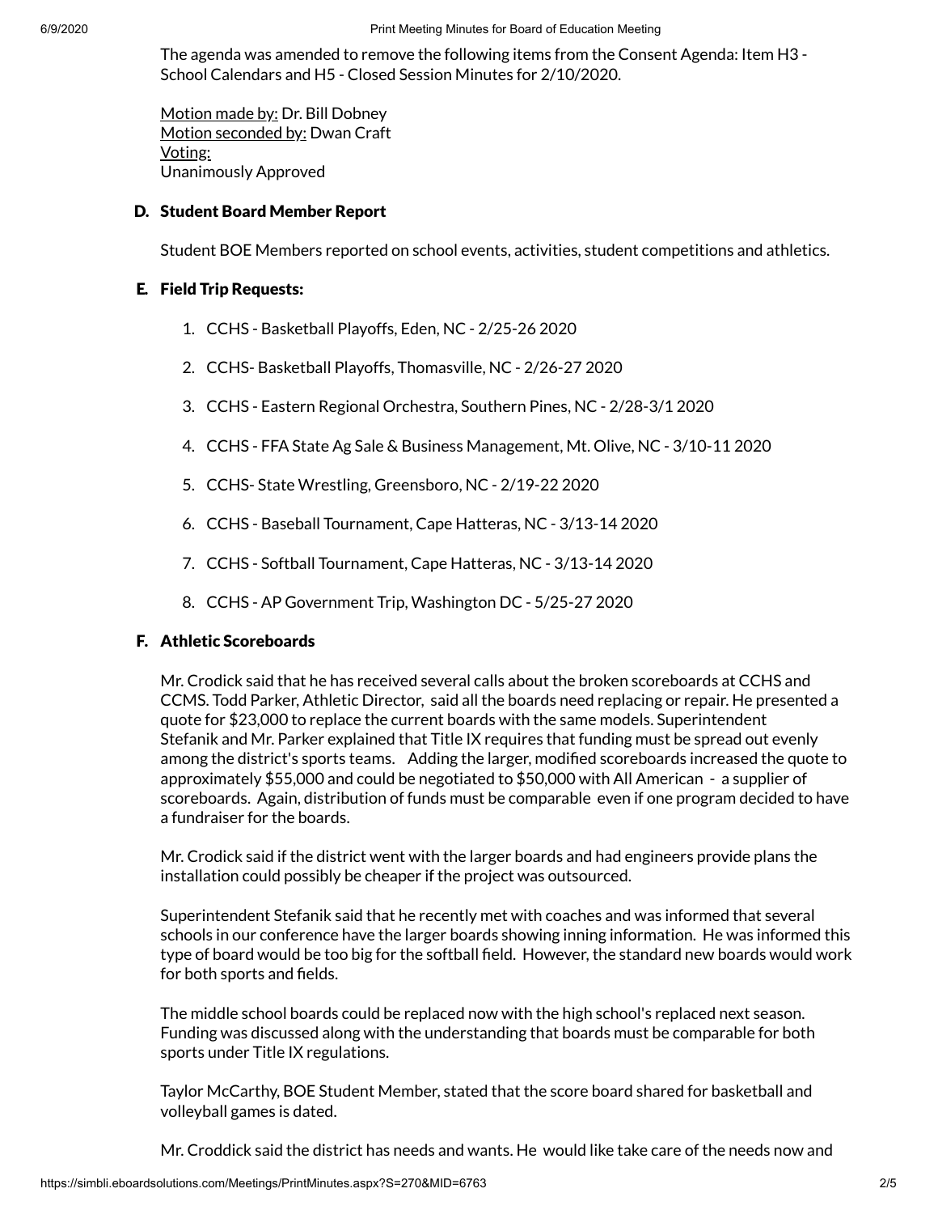The agenda was amended to remove the following items from the Consent Agenda: Item H3 - School Calendars and H5 - Closed Session Minutes for 2/10/2020.

Motion made by: Dr. Bill Dobney
Motion seconded by: Dwan Craft
Voting:
Unanimously Approved

### D. Student Board Member Report

Student BOE Members reported on school events, activities, student competitions and athletics.

### E. Field Trip Requests:

1. CCHS - Basketball Playoffs, Eden, NC - 2/25-26 2020
2. CCHS- Basketball Playoffs, Thomasville, NC - 2/26-27 2020
3. CCHS - Eastern Regional Orchestra, Southern Pines, NC - 2/28-3/1 2020
4. CCHS - FFA State Ag Sale & Business Management, Mt. Olive, NC - 3/10-11 2020
5. CCHS- State Wrestling, Greensboro, NC - 2/19-22 2020
6. CCHS - Baseball Tournament, Cape Hatteras, NC - 3/13-14 2020
7. CCHS - Softball Tournament, Cape Hatteras, NC - 3/13-14 2020
8. CCHS - AP Government Trip, Washington DC - 5/25-27 2020

### F. Athletic Scoreboards

Mr. Crodick said that he has received several calls about the broken scoreboards at CCHS and CCMS. Todd Parker, Athletic Director, said all the boards need replacing or repair. He presented a quote for $23,000 to replace the current boards with the same models. Superintendent Stefanik and Mr. Parker explained that Title IX requires that funding must be spread out evenly among the district's sports teams. Adding the larger, modified scoreboards increased the quote to approximately $55,000 and could be negotiated to $50,000 with All American - a supplier of scoreboards. Again, distribution of funds must be comparable even if one program decided to have a fundraiser for the boards.

Mr. Crodick said if the district went with the larger boards and had engineers provide plans the installation could possibly be cheaper if the project was outsourced.

Superintendent Stefanik said that he recently met with coaches and was informed that several schools in our conference have the larger boards showing inning information. He was informed this type of board would be too big for the softball field. However, the standard new boards would work for both sports and fields.

The middle school boards could be replaced now with the high school's replaced next season. Funding was discussed along with the understanding that boards must be comparable for both sports under Title IX regulations.

Taylor McCarthy, BOE Student Member, stated that the score board shared for basketball and volleyball games is dated.

Mr. Croddick said the district has needs and wants. He would like take care of the needs now and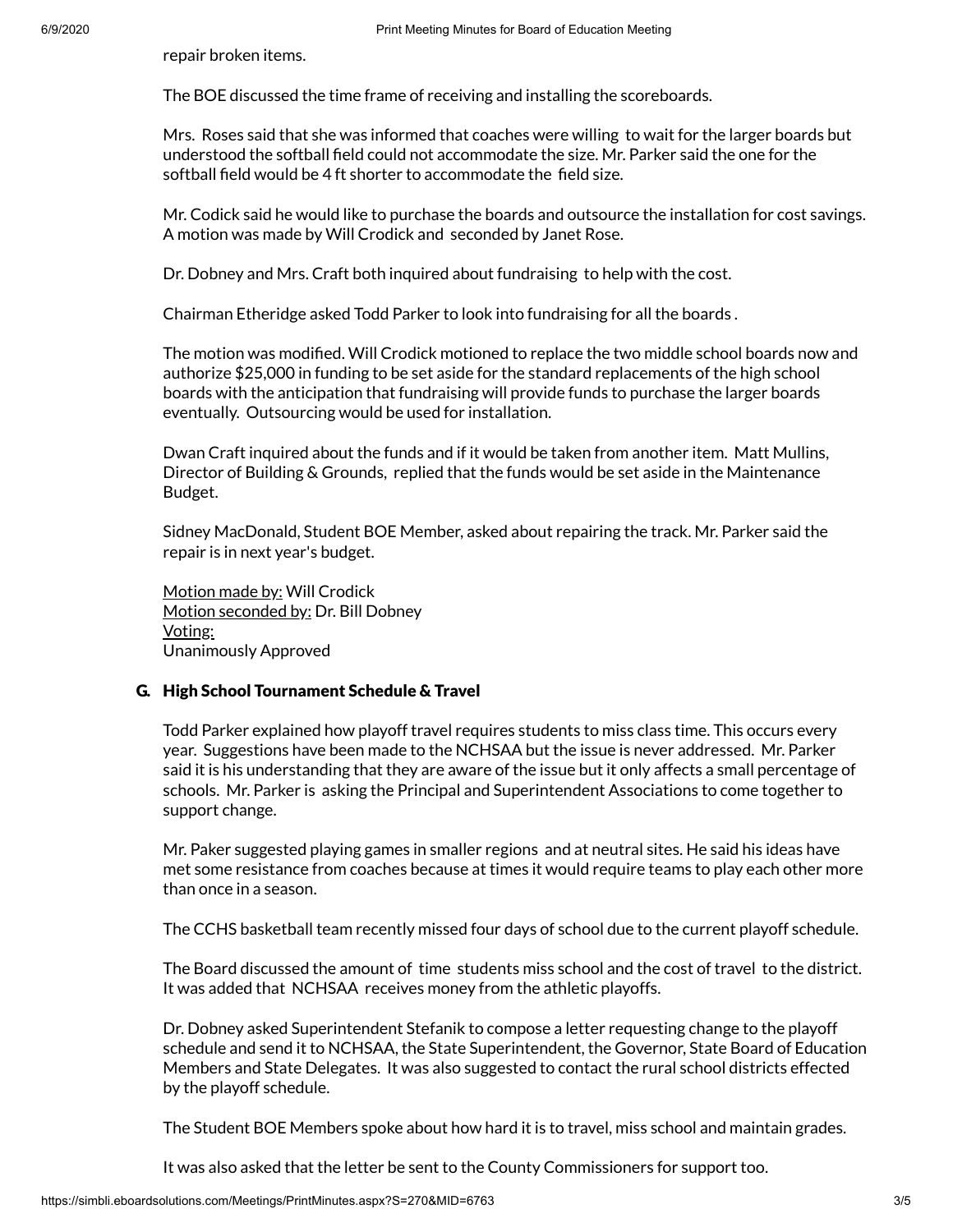repair broken items.

The BOE discussed the time frame of receiving and installing the scoreboards.

Mrs. Roses said that she was informed that coaches were willing to wait for the larger boards but understood the softball field could not accommodate the size. Mr. Parker said the one for the softball field would be 4 ft shorter to accommodate the field size.

Mr. Codick said he would like to purchase the boards and outsource the installation for cost savings. A motion was made by Will Crodick and seconded by Janet Rose.

Dr. Dobney and Mrs. Craft both inquired about fundraising to help with the cost.

Chairman Etheridge asked Todd Parker to look into fundraising for all the boards .

The motion was modified. Will Crodick motioned to replace the two middle school boards now and authorize $25,000 in funding to be set aside for the standard replacements of the high school boards with the anticipation that fundraising will provide funds to purchase the larger boards eventually. Outsourcing would be used for installation.

Dwan Craft inquired about the funds and if it would be taken from another item. Matt Mullins, Director of Building & Grounds, replied that the funds would be set aside in the Maintenance Budget.

Sidney MacDonald, Student BOE Member, asked about repairing the track. Mr. Parker said the repair is in next year's budget.

<u>Motion made by:</u> Will Crodick
<u>Motion seconded by:</u> Dr. Bill Dobney
<u>Voting:</u>
Unanimously Approved

### G. High School Tournament Schedule & Travel

Todd Parker explained how playoff travel requires students to miss class time. This occurs every year. Suggestions have been made to the NCHSAA but the issue is never addressed. Mr. Parker said it is his understanding that they are aware of the issue but it only affects a small percentage of schools. Mr. Parker is asking the Principal and Superintendent Associations to come together to support change.

Mr. Paker suggested playing games in smaller regions and at neutral sites. He said his ideas have met some resistance from coaches because at times it would require teams to play each other more than once in a season.

The CCHS basketball team recently missed four days of school due to the current playoff schedule.

The Board discussed the amount of time students miss school and the cost of travel to the district. It was added that NCHSAA receives money from the athletic playoffs.

Dr. Dobney asked Superintendent Stefanik to compose a letter requesting change to the playoff schedule and send it to NCHSAA, the State Superintendent, the Governor, State Board of Education Members and State Delegates. It was also suggested to contact the rural school districts effected by the playoff schedule.

The Student BOE Members spoke about how hard it is to travel, miss school and maintain grades.

It was also asked that the letter be sent to the County Commissioners for support too.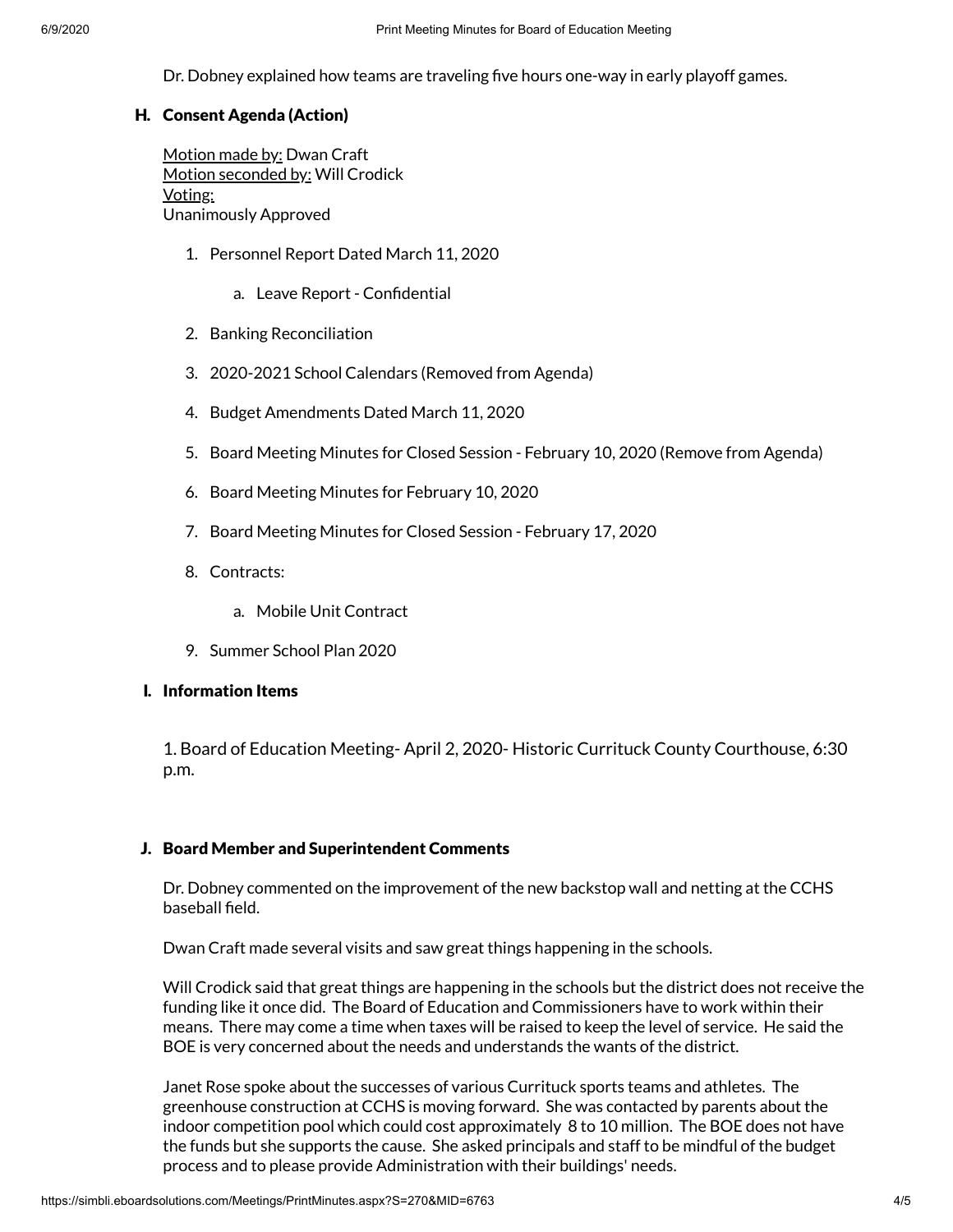Dr. Dobney explained how teams are traveling five hours one-way in early playoff games.

### H. Consent Agenda (Action)

Motion made by: Dwan Craft
Motion seconded by: Will Crodick
Voting:
Unanimously Approved

1. Personnel Report Dated March 11, 2020
    a. Leave Report - Confidential
2. Banking Reconciliation
3. 2020-2021 School Calendars (Removed from Agenda)
4. Budget Amendments Dated March 11, 2020
5. Board Meeting Minutes for Closed Session - February 10, 2020 (Remove from Agenda)
6. Board Meeting Minutes for February 10, 2020
7. Board Meeting Minutes for Closed Session - February 17, 2020
8. Contracts:
    a. Mobile Unit Contract
9. Summer School Plan 2020

### I. Information Items

1. Board of Education Meeting- April 2, 2020- Historic Currituck County Courthouse, 6:30 p.m.

### J. Board Member and Superintendent Comments

Dr. Dobney commented on the improvement of the new backstop wall and netting at the CCHS baseball field.

Dwan Craft made several visits and saw great things happening in the schools.

Will Crodick said that great things are happening in the schools but the district does not receive the funding like it once did. The Board of Education and Commissioners have to work within their means. There may come a time when taxes will be raised to keep the level of service. He said the BOE is very concerned about the needs and understands the wants of the district.

Janet Rose spoke about the successes of various Currituck sports teams and athletes. The greenhouse construction at CCHS is moving forward. She was contacted by parents about the indoor competition pool which could cost approximately 8 to 10 million. The BOE does not have the funds but she supports the cause. She asked principals and staff to be mindful of the budget process and to please provide Administration with their buildings' needs.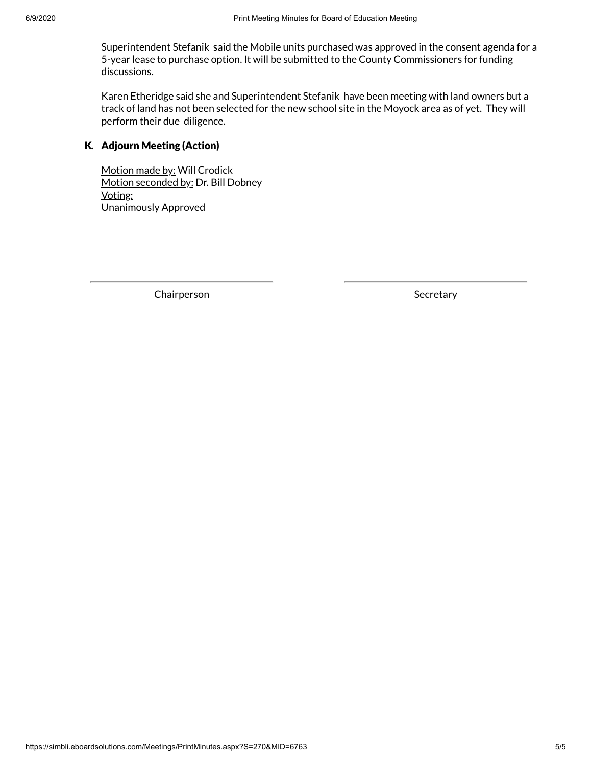Superintendent Stefanik said the Mobile units purchased was approved in the consent agenda for a 5-year lease to purchase option. It will be submitted to the County Commissioners for funding discussions.

Karen Etheridge said she and Superintendent Stefanik have been meeting with land owners but a track of land has not been selected for the new school site in the Moyock area as of yet. They will perform their due diligence.

### K. Adjourn Meeting (Action)

Motion made by: Will Crodick
Motion seconded by: Dr. Bill Dobney
Voting:
Unanimously Approved

Chairperson

Secretary